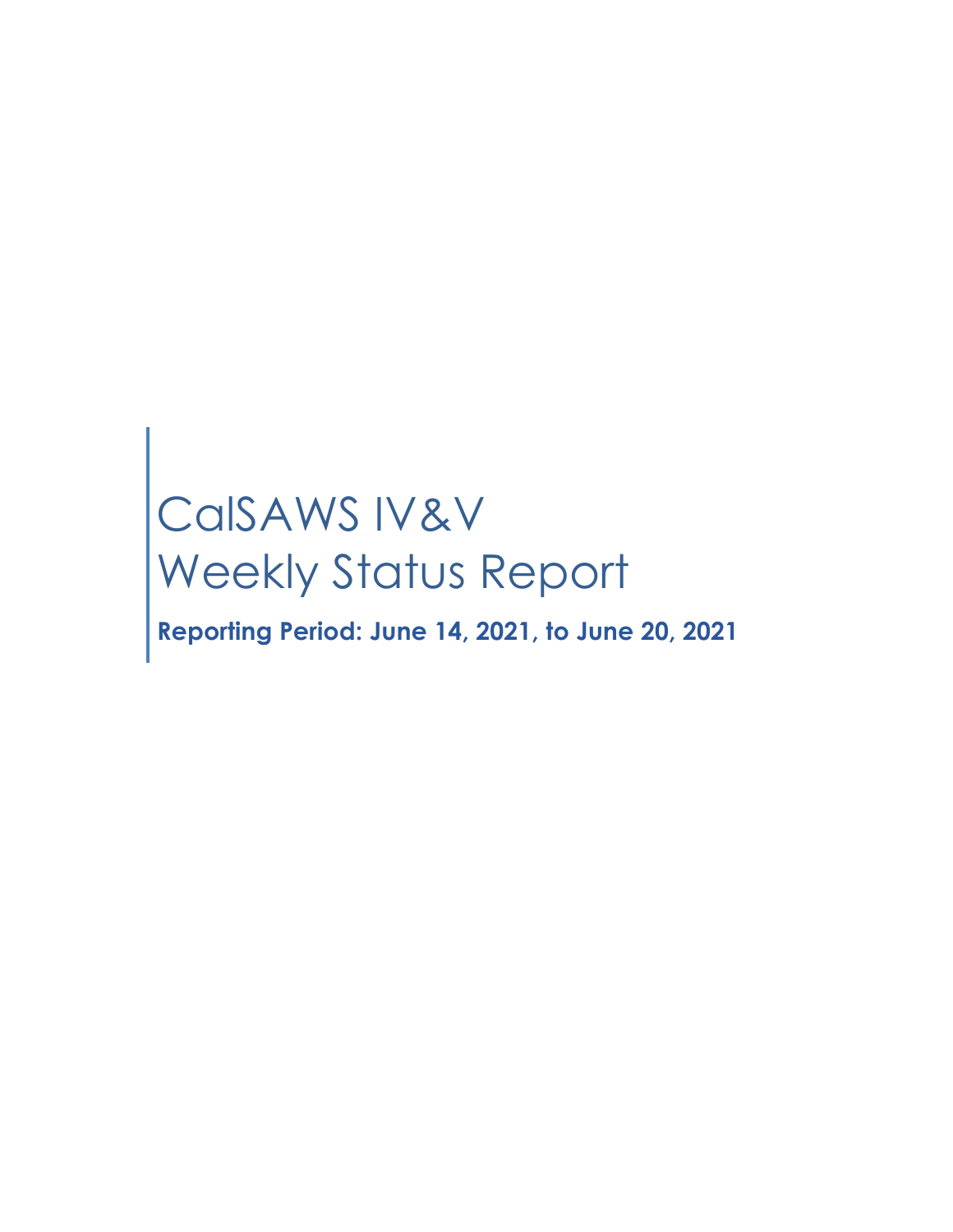# CalSAWS IV&V
# Weekly Status Report

**Reporting Period: June 14, 2021, to June 20, 2021**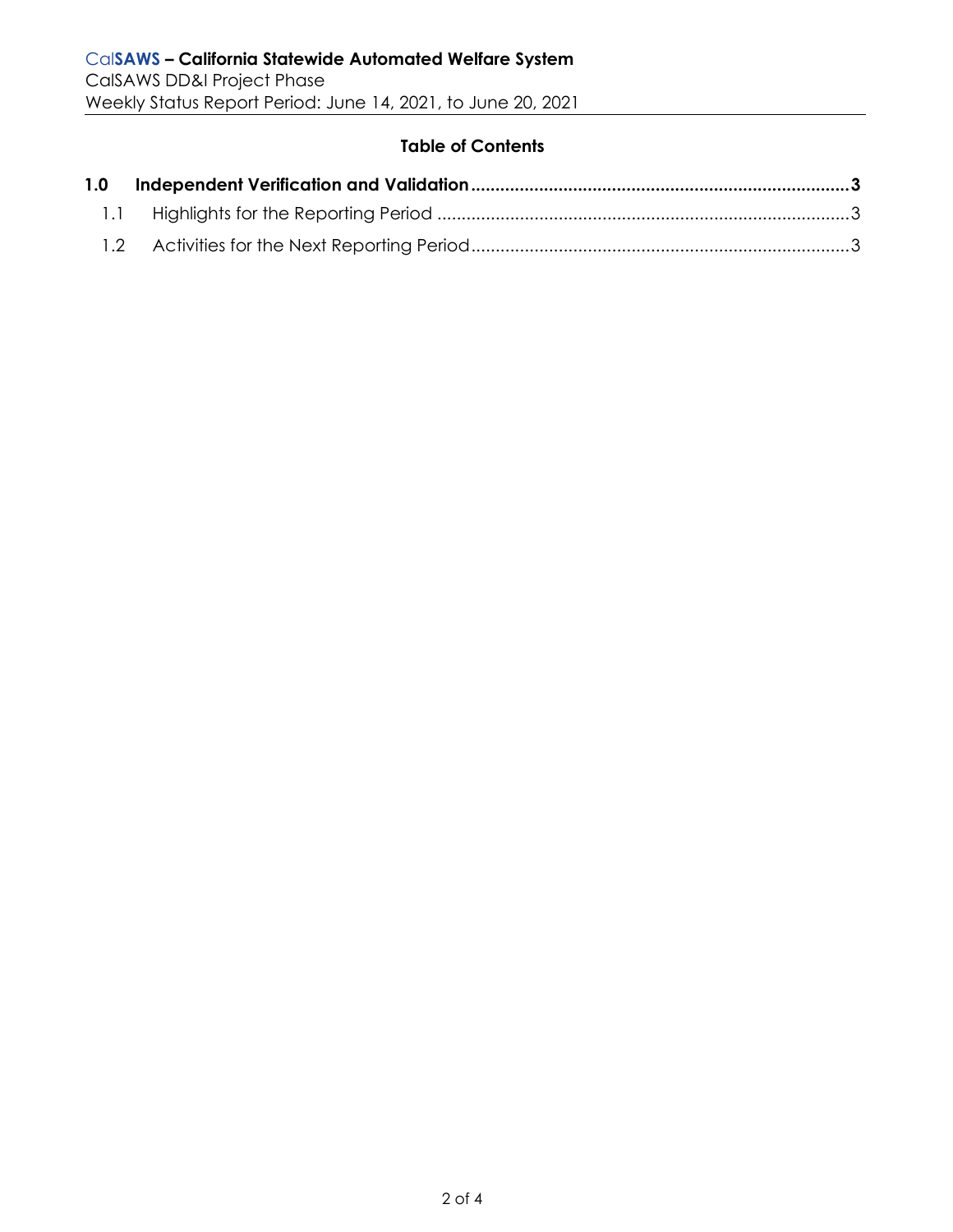**Table of Contents**

**1.0 Independent Verification and Validation ........................................ 3**

1.1 Highlights for the Reporting Period ........................................ 3

1.2 Activities for the Next Reporting Period ........................................ 3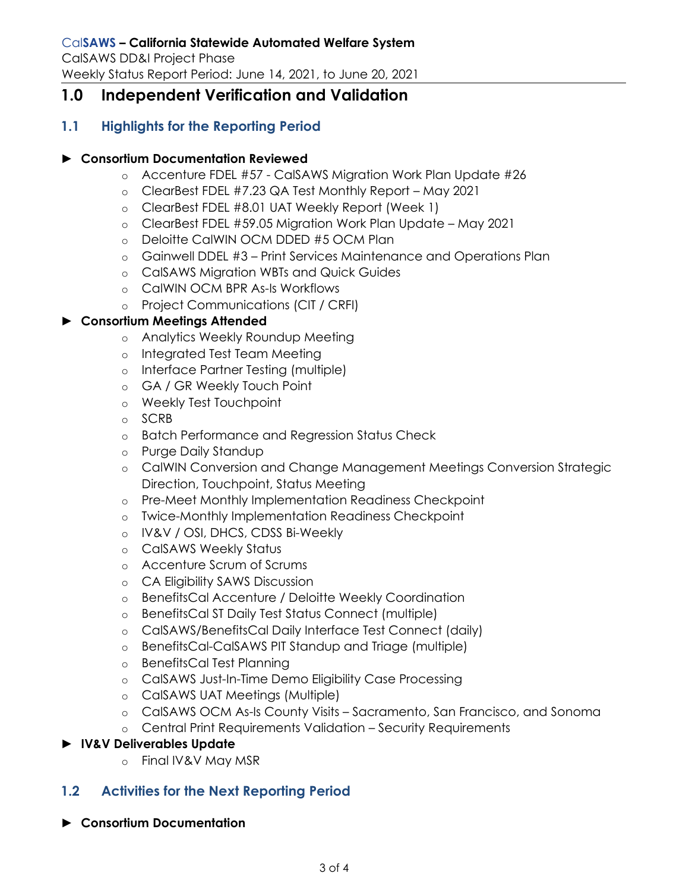# 1.0 Independent Verification and Validation

## 1.1 Highlights for the Reporting Period

► **Consortium Documentation Reviewed**

- Accenture FDEL #57 - CalSAWS Migration Work Plan Update #26
- ClearBest FDEL #7.23 QA Test Monthly Report – May 2021
- ClearBest FDEL #8.01 UAT Weekly Report (Week 1)
- ClearBest FDEL #59.05 Migration Work Plan Update – May 2021
- Deloitte CalWIN OCM DDED #5 OCM Plan
- Gainwell DDEL #3 – Print Services Maintenance and Operations Plan
- CalSAWS Migration WBTs and Quick Guides
- CalWIN OCM BPR As-Is Workflows
- Project Communications (CIT / CRFI)

► **Consortium Meetings Attended**

- Analytics Weekly Roundup Meeting
- Integrated Test Team Meeting
- Interface Partner Testing (multiple)
- GA / GR Weekly Touch Point
- Weekly Test Touchpoint
- SCRB
- Batch Performance and Regression Status Check
- Purge Daily Standup
- CalWIN Conversion and Change Management Meetings Conversion Strategic Direction, Touchpoint, Status Meeting
- Pre-Meet Monthly Implementation Readiness Checkpoint
- Twice-Monthly Implementation Readiness Checkpoint
- IV&V / OSI, DHCS, CDSS Bi-Weekly
- CalSAWS Weekly Status
- Accenture Scrum of Scrums
- CA Eligibility SAWS Discussion
- BenefitsCal Accenture / Deloitte Weekly Coordination
- BenefitsCal ST Daily Test Status Connect (multiple)
- CalSAWS/BenefitsCal Daily Interface Test Connect (daily)
- BenefitsCal-CalSAWS PIT Standup and Triage (multiple)
- BenefitsCal Test Planning
- CalSAWS Just-In-Time Demo Eligibility Case Processing
- CalSAWS UAT Meetings (Multiple)
- CalSAWS OCM As-Is County Visits – Sacramento, San Francisco, and Sonoma
- Central Print Requirements Validation – Security Requirements

► **IV&V Deliverables Update**

- Final IV&V May MSR

## 1.2 Activities for the Next Reporting Period

► **Consortium Documentation**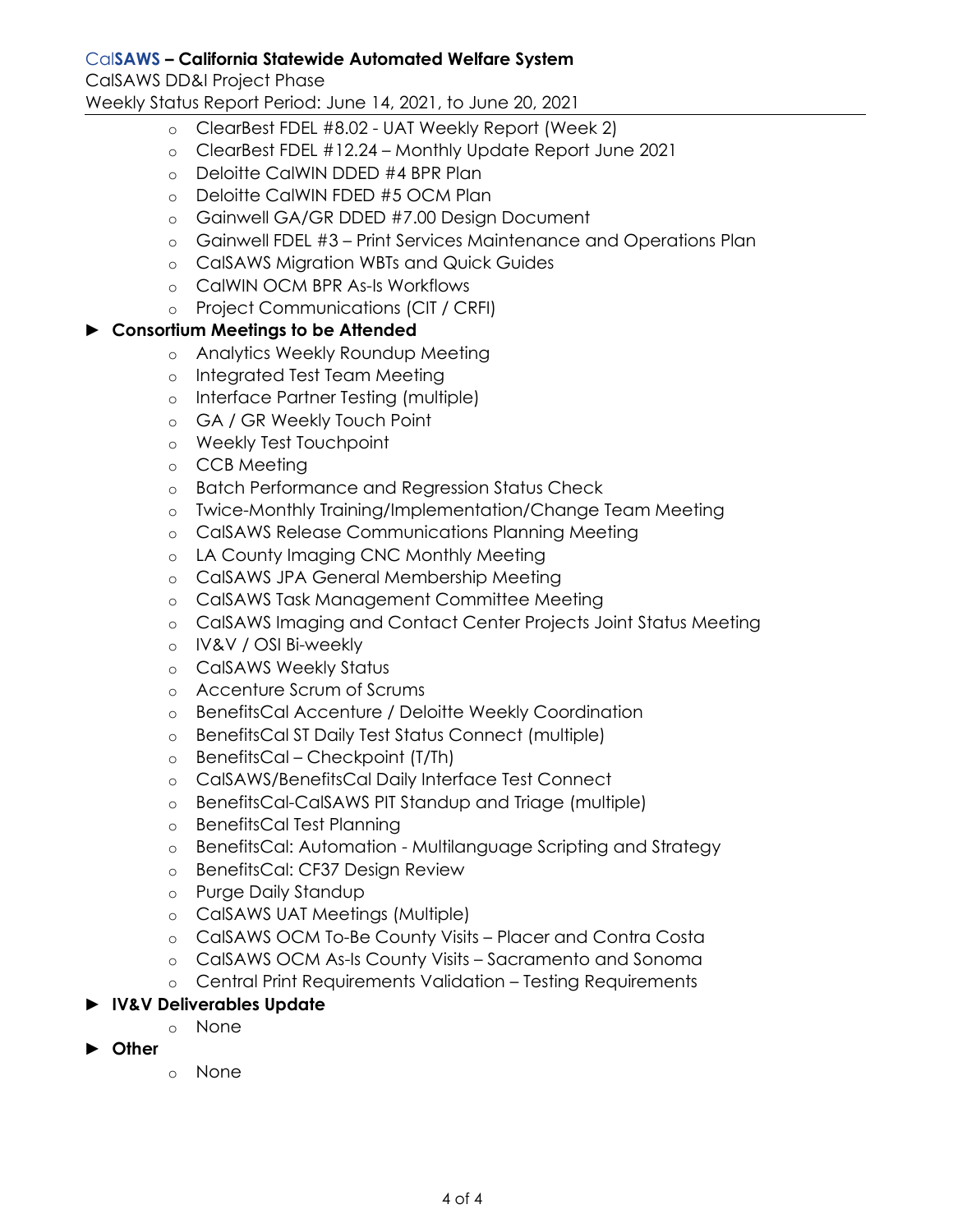- ClearBest FDEL #8.02 - UAT Weekly Report (Week 2)
- ClearBest FDEL #12.24 – Monthly Update Report June 2021
- Deloitte CalWIN DDED #4 BPR Plan
- Deloitte CalWIN FDED #5 OCM Plan
- Gainwell GA/GR DDED #7.00 Design Document
- Gainwell FDEL #3 – Print Services Maintenance and Operations Plan
- CalSAWS Migration WBTs and Quick Guides
- CalWIN OCM BPR As-Is Workflows
- Project Communications (CIT / CRFI)

► **Consortium Meetings to be Attended**

- Analytics Weekly Roundup Meeting
- Integrated Test Team Meeting
- Interface Partner Testing (multiple)
- GA / GR Weekly Touch Point
- Weekly Test Touchpoint
- CCB Meeting
- Batch Performance and Regression Status Check
- Twice-Monthly Training/Implementation/Change Team Meeting
- CalSAWS Release Communications Planning Meeting
- LA County Imaging CNC Monthly Meeting
- CalSAWS JPA General Membership Meeting
- CalSAWS Task Management Committee Meeting
- CalSAWS Imaging and Contact Center Projects Joint Status Meeting
- IV&V / OSI Bi-weekly
- CalSAWS Weekly Status
- Accenture Scrum of Scrums
- BenefitsCal Accenture / Deloitte Weekly Coordination
- BenefitsCal ST Daily Test Status Connect (multiple)
- BenefitsCal – Checkpoint (T/Th)
- CalSAWS/BenefitsCal Daily Interface Test Connect
- BenefitsCal-CalSAWS PIT Standup and Triage (multiple)
- BenefitsCal Test Planning
- BenefitsCal: Automation - Multilanguage Scripting and Strategy
- BenefitsCal: CF37 Design Review
- Purge Daily Standup
- CalSAWS UAT Meetings (Multiple)
- CalSAWS OCM To-Be County Visits – Placer and Contra Costa
- CalSAWS OCM As-Is County Visits – Sacramento and Sonoma
- Central Print Requirements Validation – Testing Requirements

► **IV&V Deliverables Update**

- None

► **Other**

- None